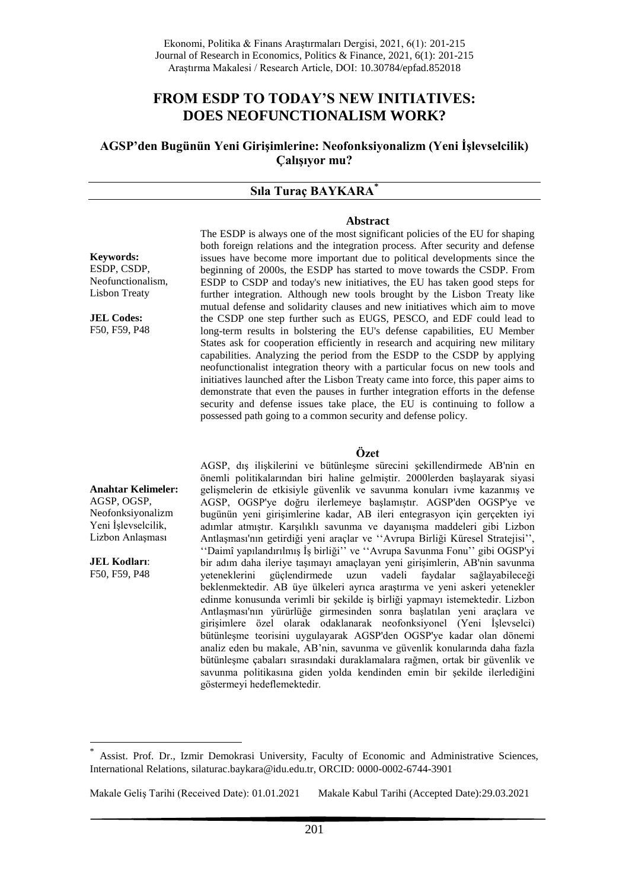# FROM ESDP TO TODAY'S NEW INITIATIVES: DOES NEOFUNCTIONALISM WORK?

## AGSP'den Bugünün Yeni Girişimlerine: Neofonksiyonalizm (Yeni İşlevselcilik) Çalışıyor mu?

**Sıla Turaç BAYKARA**[*]

**Keywords:**
ESDP, CSDP, Neofunctionalism, Lisbon Treaty

**JEL Codes:**
F50, F59, P48

### Abstract

The ESDP is always one of the most significant policies of the EU for shaping both foreign relations and the integration process. After security and defense issues have become more important due to political developments since the beginning of 2000s, the ESDP has started to move towards the CSDP. From ESDP to CSDP and today's new initiatives, the EU has taken good steps for further integration. Although new tools brought by the Lisbon Treaty like mutual defense and solidarity clauses and new initiatives which aim to move the CSDP one step further such as EUGS, PESCO, and EDF could lead to long-term results in bolstering the EU's defense capabilities, EU Member States ask for cooperation efficiently in research and acquiring new military capabilities. Analyzing the period from the ESDP to the CSDP by applying neofunctionalist integration theory with a particular focus on new tools and initiatives launched after the Lisbon Treaty came into force, this paper aims to demonstrate that even the pauses in further integration efforts in the defense security and defense issues take place, the EU is continuing to follow a possessed path going to a common security and defense policy.

**Anahtar Kelimeler:**
AGSP, OGSP, Neofonksiyonalizm Yeni İşlevselcilik, Lizbon Anlaşması

**JEL Kodları**:
F50, F59, P48

### Özet

AGSP, dış ilişkilerini ve bütünleşme sürecini şekillendirmede AB'nin en önemli politikalarından biri haline gelmiştir. 2000lerden başlayarak siyasi gelişmelerin de etkisiyle güvenlik ve savunma konuları ivme kazanmış ve AGSP, OGSP'ye doğru ilerlemeye başlamıştır. AGSP'den OGSP'ye ve bugünün yeni girişimlerine kadar, AB ileri entegrasyon için gerçekten iyi adımlar atmıştır. Karşılıklı savunma ve dayanışma maddeleri gibi Lizbon Antlaşması'nın getirdiği yeni araçlar ve ''Avrupa Birliği Küresel Stratejisi'', ''Daimî yapılandırılmış İş birliği'' ve ''Avrupa Savunma Fonu'' gibi OGSP'yi bir adım daha ileriye taşımayı amaçlayan yeni girişimlerin, AB'nin savunma yeteneklerini güçlendirmede uzun vadeli faydalar sağlayabileceği beklenmektedir. AB üye ülkeleri ayrıca araştırma ve yeni askeri yetenekler edinme konusunda verimli bir şekilde iş birliği yapmayı istemektedir. Lizbon Antlaşması'nın yürürlüğe girmesinden sonra başlatılan yeni araçlara ve girişimlere özel olarak odaklanarak neofonksiyonel (Yeni İşlevselci) bütünleşme teorisini uygulayarak AGSP'den OGSP'ye kadar olan dönemi analiz eden bu makale, AB'nin, savunma ve güvenlik konularında daha fazla bütünleşme çabaları sırasındaki duraklamalara rağmen, ortak bir güvenlik ve savunma politikasına giden yolda kendinden emin bir şekilde ilerlediğini göstermeyi hedeflemektedir.

---

[*] Assist. Prof. Dr., Izmir Demokrasi University, Faculty of Economic and Administrative Sciences, International Relations, silaturac.baykara@idu.edu.tr, ORCID: 0000-0002-6744-3901

Makale Geliş Tarihi (Received Date): 01.01.2021 Makale Kabul Tarihi (Accepted Date):29.03.2021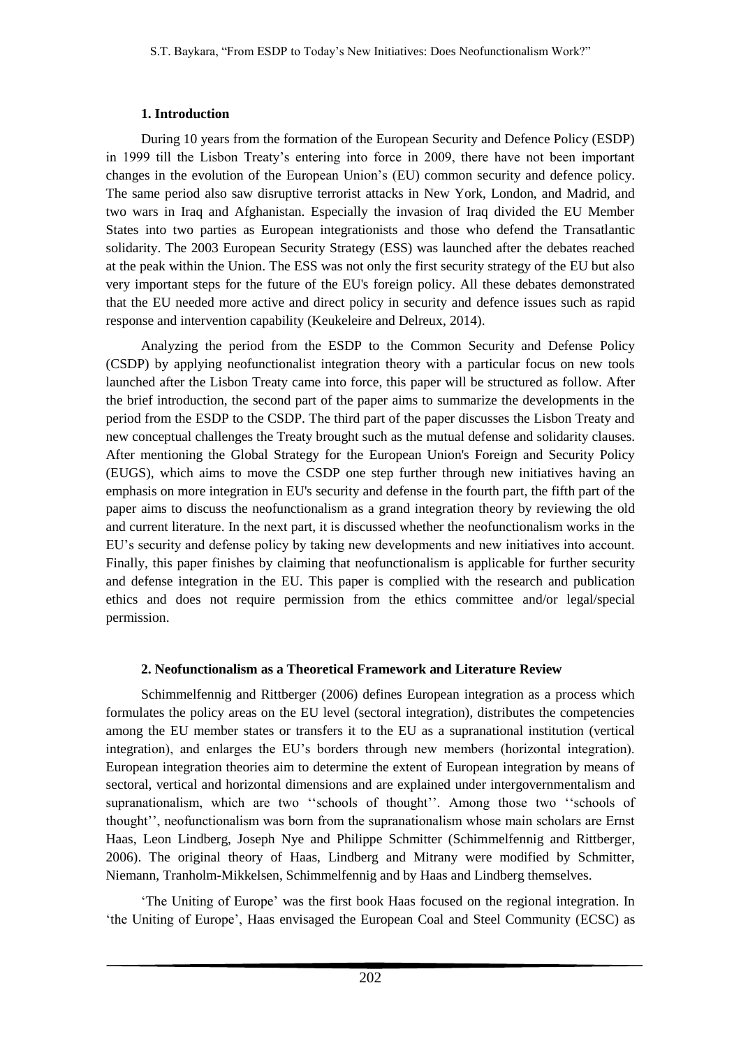### 1. Introduction

During 10 years from the formation of the European Security and Defence Policy (ESDP) in 1999 till the Lisbon Treaty's entering into force in 2009, there have not been important changes in the evolution of the European Union's (EU) common security and defence policy. The same period also saw disruptive terrorist attacks in New York, London, and Madrid, and two wars in Iraq and Afghanistan. Especially the invasion of Iraq divided the EU Member States into two parties as European integrationists and those who defend the Transatlantic solidarity. The 2003 European Security Strategy (ESS) was launched after the debates reached at the peak within the Union. The ESS was not only the first security strategy of the EU but also very important steps for the future of the EU's foreign policy. All these debates demonstrated that the EU needed more active and direct policy in security and defence issues such as rapid response and intervention capability (Keukeleire and Delreux, 2014).

Analyzing the period from the ESDP to the Common Security and Defense Policy (CSDP) by applying neofunctionalist integration theory with a particular focus on new tools launched after the Lisbon Treaty came into force, this paper will be structured as follow. After the brief introduction, the second part of the paper aims to summarize the developments in the period from the ESDP to the CSDP. The third part of the paper discusses the Lisbon Treaty and new conceptual challenges the Treaty brought such as the mutual defense and solidarity clauses. After mentioning the Global Strategy for the European Union's Foreign and Security Policy (EUGS), which aims to move the CSDP one step further through new initiatives having an emphasis on more integration in EU's security and defense in the fourth part, the fifth part of the paper aims to discuss the neofunctionalism as a grand integration theory by reviewing the old and current literature. In the next part, it is discussed whether the neofunctionalism works in the EU's security and defense policy by taking new developments and new initiatives into account. Finally, this paper finishes by claiming that neofunctionalism is applicable for further security and defense integration in the EU. This paper is complied with the research and publication ethics and does not require permission from the ethics committee and/or legal/special permission.

### 2. Neofunctionalism as a Theoretical Framework and Literature Review

Schimmelfennig and Rittberger (2006) defines European integration as a process which formulates the policy areas on the EU level (sectoral integration), distributes the competencies among the EU member states or transfers it to the EU as a supranational institution (vertical integration), and enlarges the EU's borders through new members (horizontal integration). European integration theories aim to determine the extent of European integration by means of sectoral, vertical and horizontal dimensions and are explained under intergovernmentalism and supranationalism, which are two ''schools of thought''. Among those two ''schools of thought'', neofunctionalism was born from the supranationalism whose main scholars are Ernst Haas, Leon Lindberg, Joseph Nye and Philippe Schmitter (Schimmelfennig and Rittberger, 2006). The original theory of Haas, Lindberg and Mitrany were modified by Schmitter, Niemann, Tranholm-Mikkelsen, Schimmelfennig and by Haas and Lindberg themselves.

'The Uniting of Europe' was the first book Haas focused on the regional integration. In 'the Uniting of Europe', Haas envisaged the European Coal and Steel Community (ECSC) as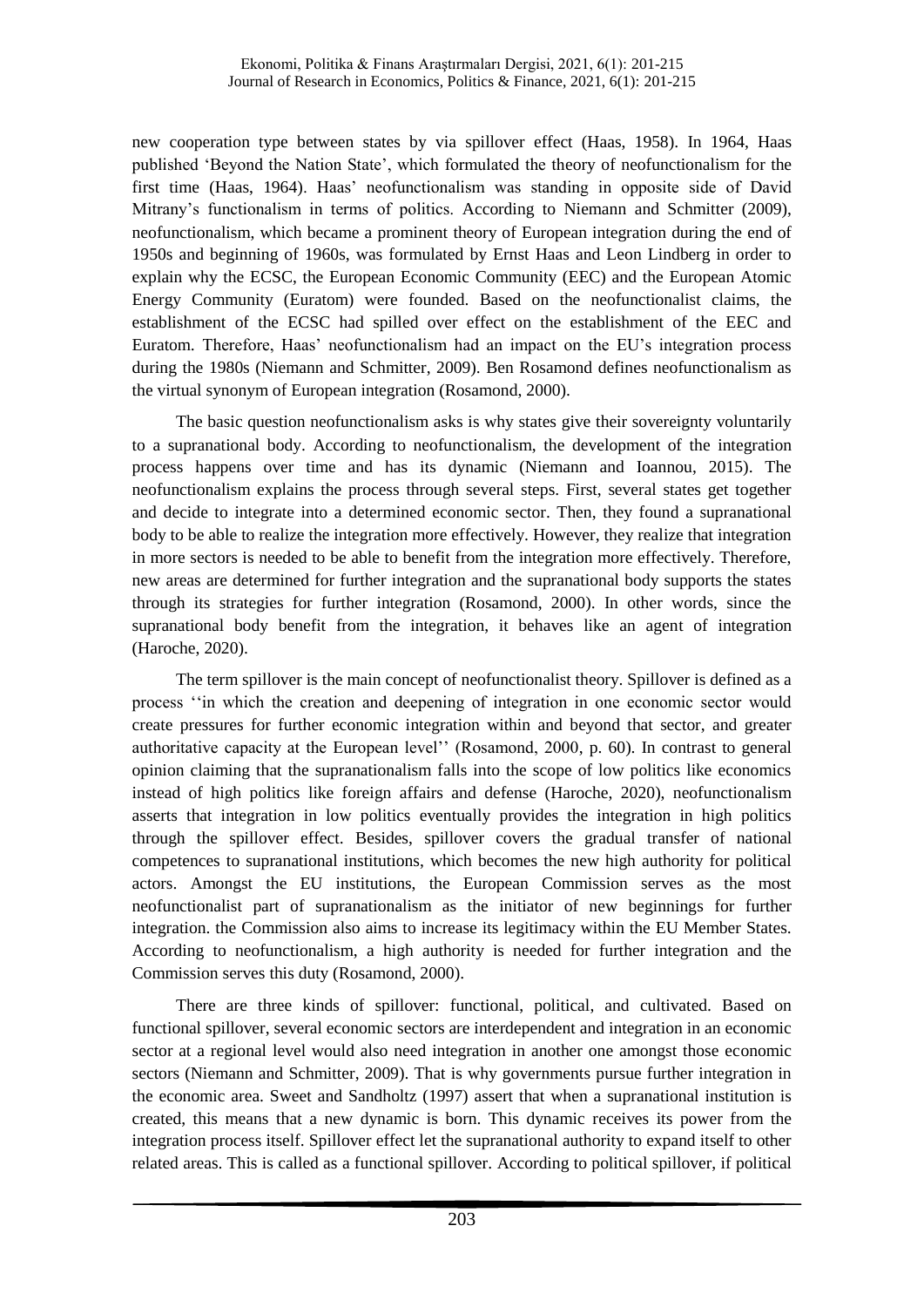new cooperation type between states by via spillover effect (Haas, 1958). In 1964, Haas published 'Beyond the Nation State', which formulated the theory of neofunctionalism for the first time (Haas, 1964). Haas' neofunctionalism was standing in opposite side of David Mitrany's functionalism in terms of politics. According to Niemann and Schmitter (2009), neofunctionalism, which became a prominent theory of European integration during the end of 1950s and beginning of 1960s, was formulated by Ernst Haas and Leon Lindberg in order to explain why the ECSC, the European Economic Community (EEC) and the European Atomic Energy Community (Euratom) were founded. Based on the neofunctionalist claims, the establishment of the ECSC had spilled over effect on the establishment of the EEC and Euratom. Therefore, Haas' neofunctionalism had an impact on the EU's integration process during the 1980s (Niemann and Schmitter, 2009). Ben Rosamond defines neofunctionalism as the virtual synonym of European integration (Rosamond, 2000).

The basic question neofunctionalism asks is why states give their sovereignty voluntarily to a supranational body. According to neofunctionalism, the development of the integration process happens over time and has its dynamic (Niemann and Ioannou, 2015). The neofunctionalism explains the process through several steps. First, several states get together and decide to integrate into a determined economic sector. Then, they found a supranational body to be able to realize the integration more effectively. However, they realize that integration in more sectors is needed to be able to benefit from the integration more effectively. Therefore, new areas are determined for further integration and the supranational body supports the states through its strategies for further integration (Rosamond, 2000). In other words, since the supranational body benefit from the integration, it behaves like an agent of integration (Haroche, 2020).

The term spillover is the main concept of neofunctionalist theory. Spillover is defined as a process ''in which the creation and deepening of integration in one economic sector would create pressures for further economic integration within and beyond that sector, and greater authoritative capacity at the European level'' (Rosamond, 2000, p. 60). In contrast to general opinion claiming that the supranationalism falls into the scope of low politics like economics instead of high politics like foreign affairs and defense (Haroche, 2020), neofunctionalism asserts that integration in low politics eventually provides the integration in high politics through the spillover effect. Besides, spillover covers the gradual transfer of national competences to supranational institutions, which becomes the new high authority for political actors. Amongst the EU institutions, the European Commission serves as the most neofunctionalist part of supranationalism as the initiator of new beginnings for further integration. the Commission also aims to increase its legitimacy within the EU Member States. According to neofunctionalism, a high authority is needed for further integration and the Commission serves this duty (Rosamond, 2000).

There are three kinds of spillover: functional, political, and cultivated. Based on functional spillover, several economic sectors are interdependent and integration in an economic sector at a regional level would also need integration in another one amongst those economic sectors (Niemann and Schmitter, 2009). That is why governments pursue further integration in the economic area. Sweet and Sandholtz (1997) assert that when a supranational institution is created, this means that a new dynamic is born. This dynamic receives its power from the integration process itself. Spillover effect let the supranational authority to expand itself to other related areas. This is called as a functional spillover. According to political spillover, if political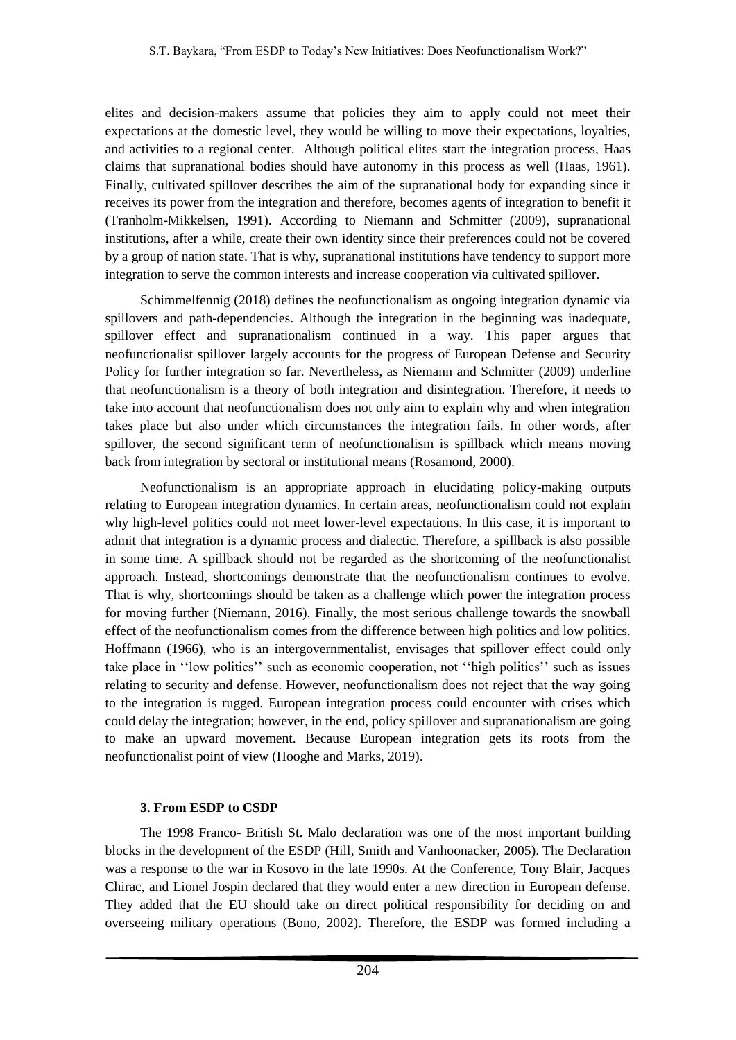elites and decision-makers assume that policies they aim to apply could not meet their expectations at the domestic level, they would be willing to move their expectations, loyalties, and activities to a regional center. Although political elites start the integration process, Haas claims that supranational bodies should have autonomy in this process as well (Haas, 1961). Finally, cultivated spillover describes the aim of the supranational body for expanding since it receives its power from the integration and therefore, becomes agents of integration to benefit it (Tranholm-Mikkelsen, 1991). According to Niemann and Schmitter (2009), supranational institutions, after a while, create their own identity since their preferences could not be covered by a group of nation state. That is why, supranational institutions have tendency to support more integration to serve the common interests and increase cooperation via cultivated spillover.

Schimmelfennig (2018) defines the neofunctionalism as ongoing integration dynamic via spillovers and path-dependencies. Although the integration in the beginning was inadequate, spillover effect and supranationalism continued in a way. This paper argues that neofunctionalist spillover largely accounts for the progress of European Defense and Security Policy for further integration so far. Nevertheless, as Niemann and Schmitter (2009) underline that neofunctionalism is a theory of both integration and disintegration. Therefore, it needs to take into account that neofunctionalism does not only aim to explain why and when integration takes place but also under which circumstances the integration fails. In other words, after spillover, the second significant term of neofunctionalism is spillback which means moving back from integration by sectoral or institutional means (Rosamond, 2000).

Neofunctionalism is an appropriate approach in elucidating policy-making outputs relating to European integration dynamics. In certain areas, neofunctionalism could not explain why high-level politics could not meet lower-level expectations. In this case, it is important to admit that integration is a dynamic process and dialectic. Therefore, a spillback is also possible in some time. A spillback should not be regarded as the shortcoming of the neofunctionalist approach. Instead, shortcomings demonstrate that the neofunctionalism continues to evolve. That is why, shortcomings should be taken as a challenge which power the integration process for moving further (Niemann, 2016). Finally, the most serious challenge towards the snowball effect of the neofunctionalism comes from the difference between high politics and low politics. Hoffmann (1966), who is an intergovernmentalist, envisages that spillover effect could only take place in ''low politics'' such as economic cooperation, not ''high politics'' such as issues relating to security and defense. However, neofunctionalism does not reject that the way going to the integration is rugged. European integration process could encounter with crises which could delay the integration; however, in the end, policy spillover and supranationalism are going to make an upward movement. Because European integration gets its roots from the neofunctionalist point of view (Hooghe and Marks, 2019).

## 3. From ESDP to CSDP

The 1998 Franco- British St. Malo declaration was one of the most important building blocks in the development of the ESDP (Hill, Smith and Vanhoonacker, 2005). The Declaration was a response to the war in Kosovo in the late 1990s. At the Conference, Tony Blair, Jacques Chirac, and Lionel Jospin declared that they would enter a new direction in European defense. They added that the EU should take on direct political responsibility for deciding on and overseeing military operations (Bono, 2002). Therefore, the ESDP was formed including a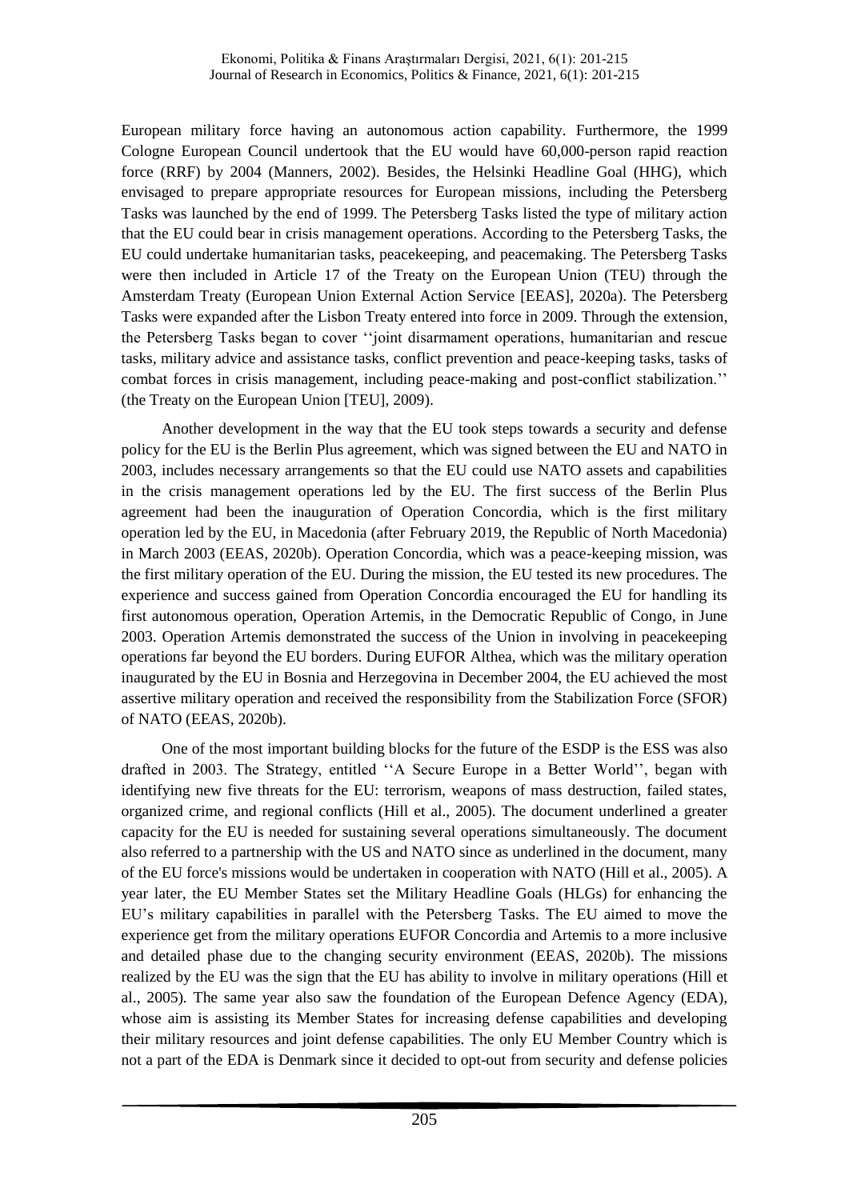European military force having an autonomous action capability. Furthermore, the 1999 Cologne European Council undertook that the EU would have 60,000-person rapid reaction force (RRF) by 2004 (Manners, 2002). Besides, the Helsinki Headline Goal (HHG), which envisaged to prepare appropriate resources for European missions, including the Petersberg Tasks was launched by the end of 1999. The Petersberg Tasks listed the type of military action that the EU could bear in crisis management operations. According to the Petersberg Tasks, the EU could undertake humanitarian tasks, peacekeeping, and peacemaking. The Petersberg Tasks were then included in Article 17 of the Treaty on the European Union (TEU) through the Amsterdam Treaty (European Union External Action Service [EEAS], 2020a). The Petersberg Tasks were expanded after the Lisbon Treaty entered into force in 2009. Through the extension, the Petersberg Tasks began to cover ''joint disarmament operations, humanitarian and rescue tasks, military advice and assistance tasks, conflict prevention and peace-keeping tasks, tasks of combat forces in crisis management, including peace-making and post-conflict stabilization.'' (the Treaty on the European Union [TEU], 2009).

Another development in the way that the EU took steps towards a security and defense policy for the EU is the Berlin Plus agreement, which was signed between the EU and NATO in 2003, includes necessary arrangements so that the EU could use NATO assets and capabilities in the crisis management operations led by the EU. The first success of the Berlin Plus agreement had been the inauguration of Operation Concordia, which is the first military operation led by the EU, in Macedonia (after February 2019, the Republic of North Macedonia) in March 2003 (EEAS, 2020b). Operation Concordia, which was a peace-keeping mission, was the first military operation of the EU. During the mission, the EU tested its new procedures. The experience and success gained from Operation Concordia encouraged the EU for handling its first autonomous operation, Operation Artemis, in the Democratic Republic of Congo, in June 2003. Operation Artemis demonstrated the success of the Union in involving in peacekeeping operations far beyond the EU borders. During EUFOR Althea, which was the military operation inaugurated by the EU in Bosnia and Herzegovina in December 2004, the EU achieved the most assertive military operation and received the responsibility from the Stabilization Force (SFOR) of NATO (EEAS, 2020b).

One of the most important building blocks for the future of the ESDP is the ESS was also drafted in 2003. The Strategy, entitled ''A Secure Europe in a Better World'', began with identifying new five threats for the EU: terrorism, weapons of mass destruction, failed states, organized crime, and regional conflicts (Hill et al., 2005). The document underlined a greater capacity for the EU is needed for sustaining several operations simultaneously. The document also referred to a partnership with the US and NATO since as underlined in the document, many of the EU force's missions would be undertaken in cooperation with NATO (Hill et al., 2005). A year later, the EU Member States set the Military Headline Goals (HLGs) for enhancing the EU's military capabilities in parallel with the Petersberg Tasks. The EU aimed to move the experience get from the military operations EUFOR Concordia and Artemis to a more inclusive and detailed phase due to the changing security environment (EEAS, 2020b). The missions realized by the EU was the sign that the EU has ability to involve in military operations (Hill et al., 2005). The same year also saw the foundation of the European Defence Agency (EDA), whose aim is assisting its Member States for increasing defense capabilities and developing their military resources and joint defense capabilities. The only EU Member Country which is not a part of the EDA is Denmark since it decided to opt-out from security and defense policies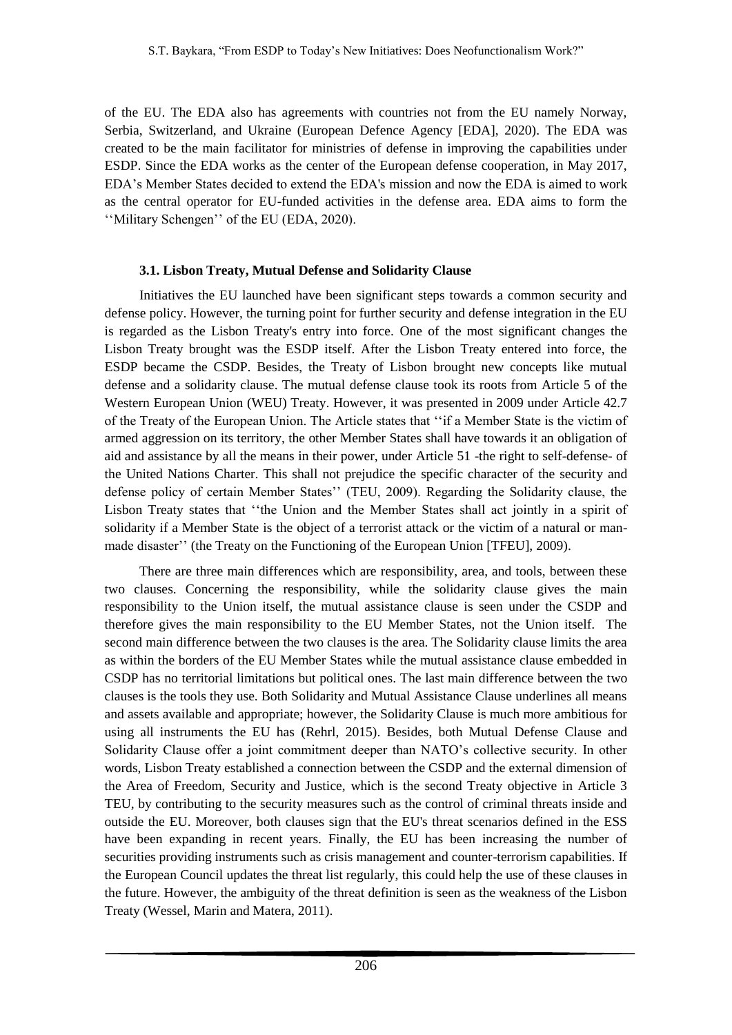of the EU. The EDA also has agreements with countries not from the EU namely Norway, Serbia, Switzerland, and Ukraine (European Defence Agency [EDA], 2020). The EDA was created to be the main facilitator for ministries of defense in improving the capabilities under ESDP. Since the EDA works as the center of the European defense cooperation, in May 2017, EDA's Member States decided to extend the EDA's mission and now the EDA is aimed to work as the central operator for EU-funded activities in the defense area. EDA aims to form the ''Military Schengen'' of the EU (EDA, 2020).

### 3.1. Lisbon Treaty, Mutual Defense and Solidarity Clause

Initiatives the EU launched have been significant steps towards a common security and defense policy. However, the turning point for further security and defense integration in the EU is regarded as the Lisbon Treaty's entry into force. One of the most significant changes the Lisbon Treaty brought was the ESDP itself. After the Lisbon Treaty entered into force, the ESDP became the CSDP. Besides, the Treaty of Lisbon brought new concepts like mutual defense and a solidarity clause. The mutual defense clause took its roots from Article 5 of the Western European Union (WEU) Treaty. However, it was presented in 2009 under Article 42.7 of the Treaty of the European Union. The Article states that ''if a Member State is the victim of armed aggression on its territory, the other Member States shall have towards it an obligation of aid and assistance by all the means in their power, under Article 51 -the right to self-defense- of the United Nations Charter. This shall not prejudice the specific character of the security and defense policy of certain Member States'' (TEU, 2009). Regarding the Solidarity clause, the Lisbon Treaty states that ''the Union and the Member States shall act jointly in a spirit of solidarity if a Member State is the object of a terrorist attack or the victim of a natural or man-made disaster'' (the Treaty on the Functioning of the European Union [TFEU], 2009).

There are three main differences which are responsibility, area, and tools, between these two clauses. Concerning the responsibility, while the solidarity clause gives the main responsibility to the Union itself, the mutual assistance clause is seen under the CSDP and therefore gives the main responsibility to the EU Member States, not the Union itself. The second main difference between the two clauses is the area. The Solidarity clause limits the area as within the borders of the EU Member States while the mutual assistance clause embedded in CSDP has no territorial limitations but political ones. The last main difference between the two clauses is the tools they use. Both Solidarity and Mutual Assistance Clause underlines all means and assets available and appropriate; however, the Solidarity Clause is much more ambitious for using all instruments the EU has (Rehrl, 2015). Besides, both Mutual Defense Clause and Solidarity Clause offer a joint commitment deeper than NATO's collective security. In other words, Lisbon Treaty established a connection between the CSDP and the external dimension of the Area of Freedom, Security and Justice, which is the second Treaty objective in Article 3 TEU, by contributing to the security measures such as the control of criminal threats inside and outside the EU. Moreover, both clauses sign that the EU's threat scenarios defined in the ESS have been expanding in recent years. Finally, the EU has been increasing the number of securities providing instruments such as crisis management and counter-terrorism capabilities. If the European Council updates the threat list regularly, this could help the use of these clauses in the future. However, the ambiguity of the threat definition is seen as the weakness of the Lisbon Treaty (Wessel, Marin and Matera, 2011).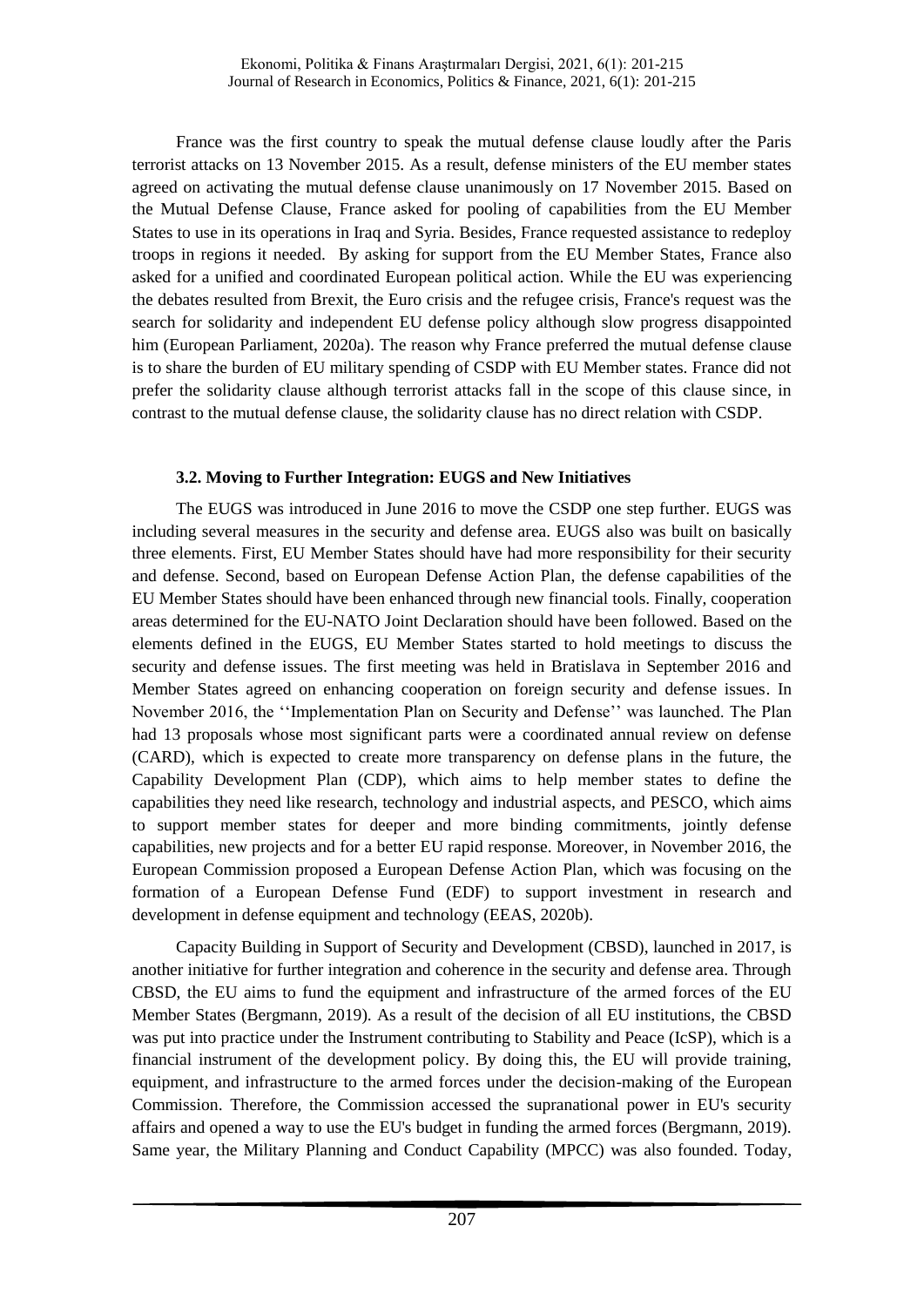France was the first country to speak the mutual defense clause loudly after the Paris terrorist attacks on 13 November 2015. As a result, defense ministers of the EU member states agreed on activating the mutual defense clause unanimously on 17 November 2015. Based on the Mutual Defense Clause, France asked for pooling of capabilities from the EU Member States to use in its operations in Iraq and Syria. Besides, France requested assistance to redeploy troops in regions it needed. By asking for support from the EU Member States, France also asked for a unified and coordinated European political action. While the EU was experiencing the debates resulted from Brexit, the Euro crisis and the refugee crisis, France's request was the search for solidarity and independent EU defense policy although slow progress disappointed him (European Parliament, 2020a). The reason why France preferred the mutual defense clause is to share the burden of EU military spending of CSDP with EU Member states. France did not prefer the solidarity clause although terrorist attacks fall in the scope of this clause since, in contrast to the mutual defense clause, the solidarity clause has no direct relation with CSDP.

### 3.2. Moving to Further Integration: EUGS and New Initiatives

The EUGS was introduced in June 2016 to move the CSDP one step further. EUGS was including several measures in the security and defense area. EUGS also was built on basically three elements. First, EU Member States should have had more responsibility for their security and defense. Second, based on European Defense Action Plan, the defense capabilities of the EU Member States should have been enhanced through new financial tools. Finally, cooperation areas determined for the EU-NATO Joint Declaration should have been followed. Based on the elements defined in the EUGS, EU Member States started to hold meetings to discuss the security and defense issues. The first meeting was held in Bratislava in September 2016 and Member States agreed on enhancing cooperation on foreign security and defense issues. In November 2016, the ''Implementation Plan on Security and Defense'' was launched. The Plan had 13 proposals whose most significant parts were a coordinated annual review on defense (CARD), which is expected to create more transparency on defense plans in the future, the Capability Development Plan (CDP), which aims to help member states to define the capabilities they need like research, technology and industrial aspects, and PESCO, which aims to support member states for deeper and more binding commitments, jointly defense capabilities, new projects and for a better EU rapid response. Moreover, in November 2016, the European Commission proposed a European Defense Action Plan, which was focusing on the formation of a European Defense Fund (EDF) to support investment in research and development in defense equipment and technology (EEAS, 2020b).

Capacity Building in Support of Security and Development (CBSD), launched in 2017, is another initiative for further integration and coherence in the security and defense area. Through CBSD, the EU aims to fund the equipment and infrastructure of the armed forces of the EU Member States (Bergmann, 2019). As a result of the decision of all EU institutions, the CBSD was put into practice under the Instrument contributing to Stability and Peace (IcSP), which is a financial instrument of the development policy. By doing this, the EU will provide training, equipment, and infrastructure to the armed forces under the decision-making of the European Commission. Therefore, the Commission accessed the supranational power in EU's security affairs and opened a way to use the EU's budget in funding the armed forces (Bergmann, 2019). Same year, the Military Planning and Conduct Capability (MPCC) was also founded. Today,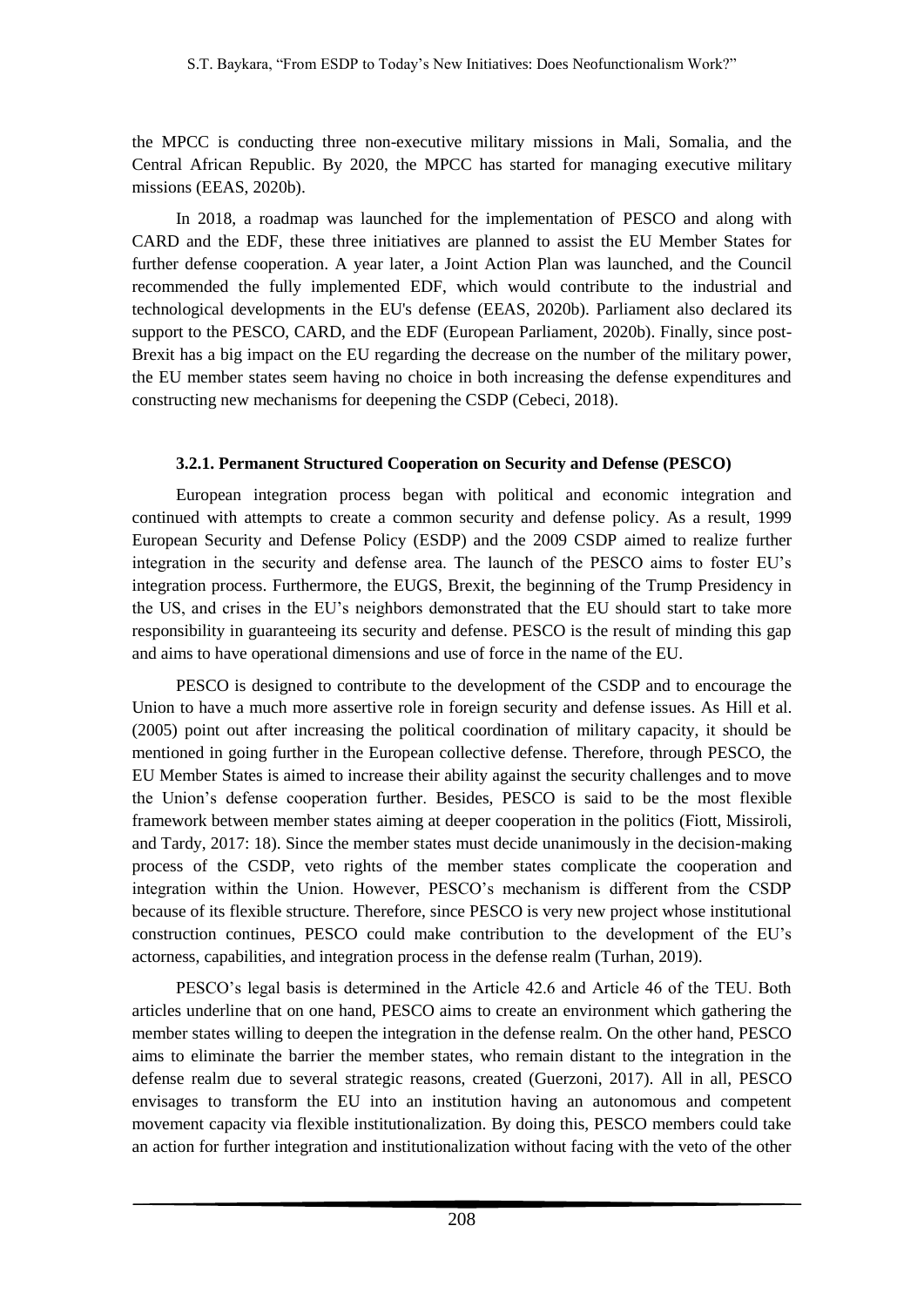the MPCC is conducting three non-executive military missions in Mali, Somalia, and the Central African Republic. By 2020, the MPCC has started for managing executive military missions (EEAS, 2020b).

In 2018, a roadmap was launched for the implementation of PESCO and along with CARD and the EDF, these three initiatives are planned to assist the EU Member States for further defense cooperation. A year later, a Joint Action Plan was launched, and the Council recommended the fully implemented EDF, which would contribute to the industrial and technological developments in the EU's defense (EEAS, 2020b). Parliament also declared its support to the PESCO, CARD, and the EDF (European Parliament, 2020b). Finally, since post-Brexit has a big impact on the EU regarding the decrease on the number of the military power, the EU member states seem having no choice in both increasing the defense expenditures and constructing new mechanisms for deepening the CSDP (Cebeci, 2018).

#### 3.2.1. Permanent Structured Cooperation on Security and Defense (PESCO)

European integration process began with political and economic integration and continued with attempts to create a common security and defense policy. As a result, 1999 European Security and Defense Policy (ESDP) and the 2009 CSDP aimed to realize further integration in the security and defense area. The launch of the PESCO aims to foster EU's integration process. Furthermore, the EUGS, Brexit, the beginning of the Trump Presidency in the US, and crises in the EU's neighbors demonstrated that the EU should start to take more responsibility in guaranteeing its security and defense. PESCO is the result of minding this gap and aims to have operational dimensions and use of force in the name of the EU.

PESCO is designed to contribute to the development of the CSDP and to encourage the Union to have a much more assertive role in foreign security and defense issues. As Hill et al. (2005) point out after increasing the political coordination of military capacity, it should be mentioned in going further in the European collective defense. Therefore, through PESCO, the EU Member States is aimed to increase their ability against the security challenges and to move the Union's defense cooperation further. Besides, PESCO is said to be the most flexible framework between member states aiming at deeper cooperation in the politics (Fiott, Missiroli, and Tardy, 2017: 18). Since the member states must decide unanimously in the decision-making process of the CSDP, veto rights of the member states complicate the cooperation and integration within the Union. However, PESCO's mechanism is different from the CSDP because of its flexible structure. Therefore, since PESCO is very new project whose institutional construction continues, PESCO could make contribution to the development of the EU's actorness, capabilities, and integration process in the defense realm (Turhan, 2019).

PESCO's legal basis is determined in the Article 42.6 and Article 46 of the TEU. Both articles underline that on one hand, PESCO aims to create an environment which gathering the member states willing to deepen the integration in the defense realm. On the other hand, PESCO aims to eliminate the barrier the member states, who remain distant to the integration in the defense realm due to several strategic reasons, created (Guerzoni, 2017). All in all, PESCO envisages to transform the EU into an institution having an autonomous and competent movement capacity via flexible institutionalization. By doing this, PESCO members could take an action for further integration and institutionalization without facing with the veto of the other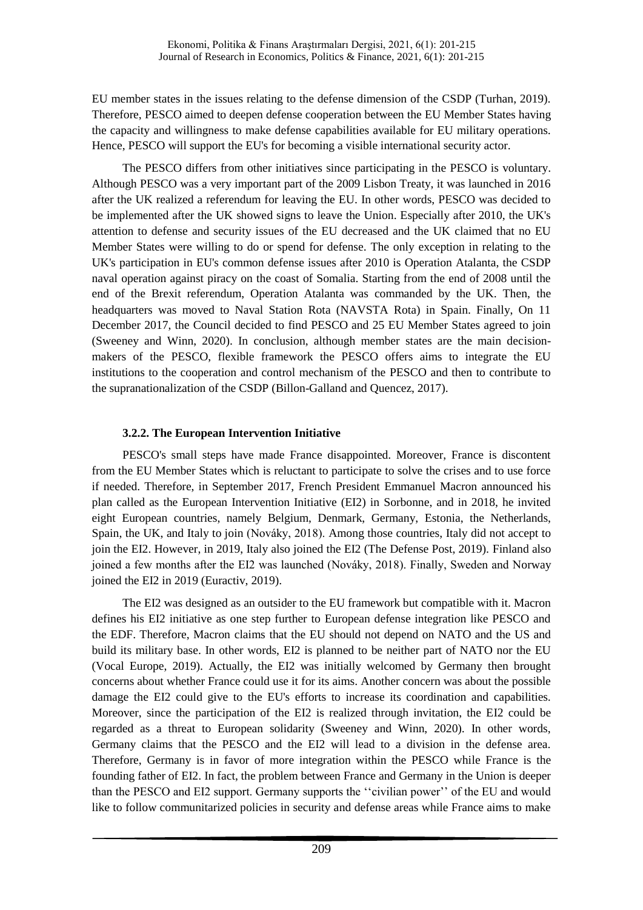EU member states in the issues relating to the defense dimension of the CSDP (Turhan, 2019). Therefore, PESCO aimed to deepen defense cooperation between the EU Member States having the capacity and willingness to make defense capabilities available for EU military operations. Hence, PESCO will support the EU's for becoming a visible international security actor.

The PESCO differs from other initiatives since participating in the PESCO is voluntary. Although PESCO was a very important part of the 2009 Lisbon Treaty, it was launched in 2016 after the UK realized a referendum for leaving the EU. In other words, PESCO was decided to be implemented after the UK showed signs to leave the Union. Especially after 2010, the UK's attention to defense and security issues of the EU decreased and the UK claimed that no EU Member States were willing to do or spend for defense. The only exception in relating to the UK's participation in EU's common defense issues after 2010 is Operation Atalanta, the CSDP naval operation against piracy on the coast of Somalia. Starting from the end of 2008 until the end of the Brexit referendum, Operation Atalanta was commanded by the UK. Then, the headquarters was moved to Naval Station Rota (NAVSTA Rota) in Spain. Finally, On 11 December 2017, the Council decided to find PESCO and 25 EU Member States agreed to join (Sweeney and Winn, 2020). In conclusion, although member states are the main decision-makers of the PESCO, flexible framework the PESCO offers aims to integrate the EU institutions to the cooperation and control mechanism of the PESCO and then to contribute to the supranationalization of the CSDP (Billon-Galland and Quencez, 2017).

### 3.2.2. The European Intervention Initiative

PESCO's small steps have made France disappointed. Moreover, France is discontent from the EU Member States which is reluctant to participate to solve the crises and to use force if needed. Therefore, in September 2017, French President Emmanuel Macron announced his plan called as the European Intervention Initiative (EI2) in Sorbonne, and in 2018, he invited eight European countries, namely Belgium, Denmark, Germany, Estonia, the Netherlands, Spain, the UK, and Italy to join (Nováky, 2018). Among those countries, Italy did not accept to join the EI2. However, in 2019, Italy also joined the EI2 (The Defense Post, 2019). Finland also joined a few months after the EI2 was launched (Nováky, 2018). Finally, Sweden and Norway joined the EI2 in 2019 (Euractiv, 2019).

The EI2 was designed as an outsider to the EU framework but compatible with it. Macron defines his EI2 initiative as one step further to European defense integration like PESCO and the EDF. Therefore, Macron claims that the EU should not depend on NATO and the US and build its military base. In other words, EI2 is planned to be neither part of NATO nor the EU (Vocal Europe, 2019). Actually, the EI2 was initially welcomed by Germany then brought concerns about whether France could use it for its aims. Another concern was about the possible damage the EI2 could give to the EU's efforts to increase its coordination and capabilities. Moreover, since the participation of the EI2 is realized through invitation, the EI2 could be regarded as a threat to European solidarity (Sweeney and Winn, 2020). In other words, Germany claims that the PESCO and the EI2 will lead to a division in the defense area. Therefore, Germany is in favor of more integration within the PESCO while France is the founding father of EI2. In fact, the problem between France and Germany in the Union is deeper than the PESCO and EI2 support. Germany supports the ''civilian power'' of the EU and would like to follow communitarized policies in security and defense areas while France aims to make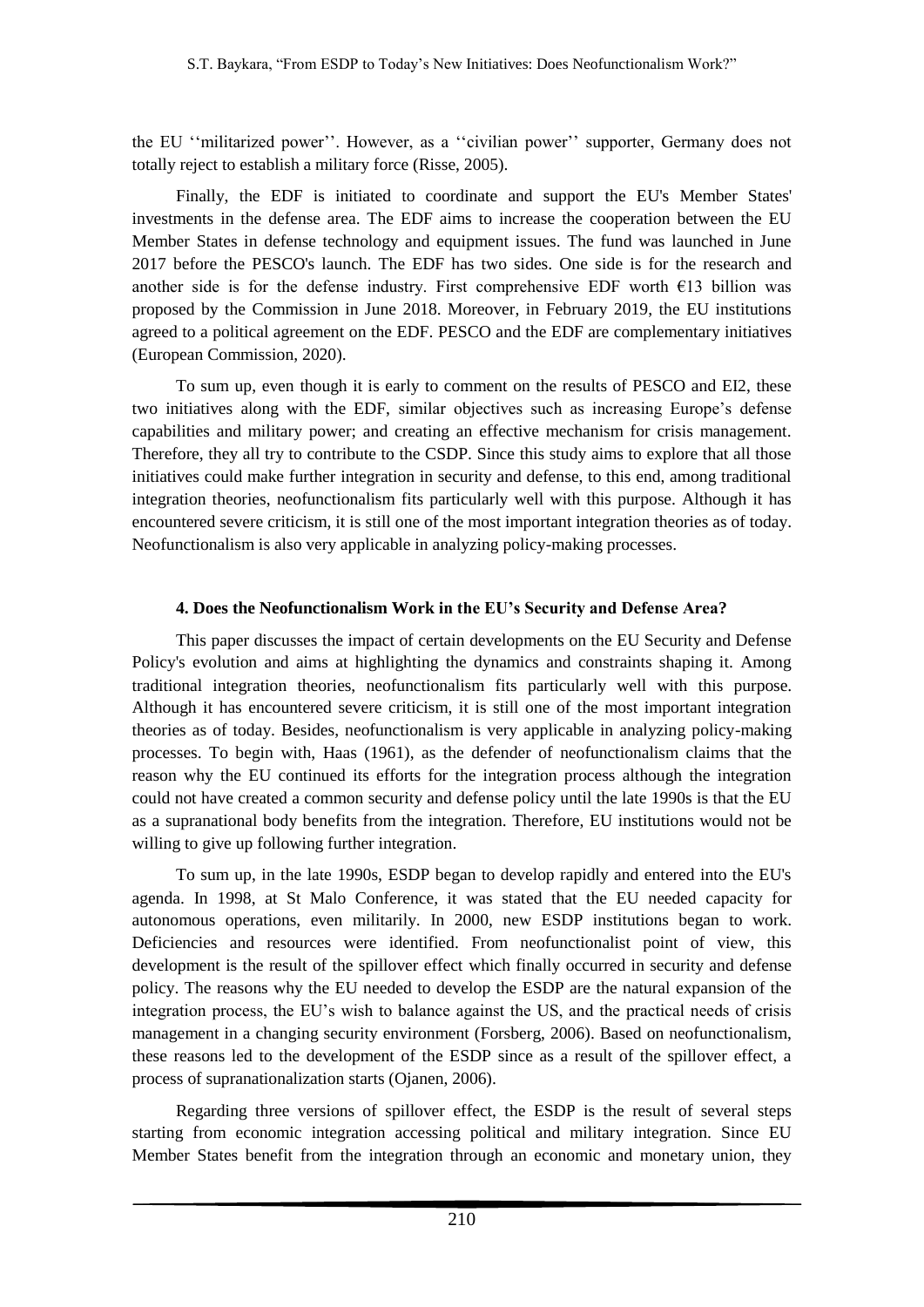the EU ''militarized power''. However, as a ''civilian power'' supporter, Germany does not totally reject to establish a military force (Risse, 2005).

Finally, the EDF is initiated to coordinate and support the EU's Member States' investments in the defense area. The EDF aims to increase the cooperation between the EU Member States in defense technology and equipment issues. The fund was launched in June 2017 before the PESCO's launch. The EDF has two sides. One side is for the research and another side is for the defense industry. First comprehensive EDF worth €13 billion was proposed by the Commission in June 2018. Moreover, in February 2019, the EU institutions agreed to a political agreement on the EDF. PESCO and the EDF are complementary initiatives (European Commission, 2020).

To sum up, even though it is early to comment on the results of PESCO and EI2, these two initiatives along with the EDF, similar objectives such as increasing Europe's defense capabilities and military power; and creating an effective mechanism for crisis management. Therefore, they all try to contribute to the CSDP. Since this study aims to explore that all those initiatives could make further integration in security and defense, to this end, among traditional integration theories, neofunctionalism fits particularly well with this purpose. Although it has encountered severe criticism, it is still one of the most important integration theories as of today. Neofunctionalism is also very applicable in analyzing policy-making processes.

## 4. Does the Neofunctionalism Work in the EU's Security and Defense Area?

This paper discusses the impact of certain developments on the EU Security and Defense Policy's evolution and aims at highlighting the dynamics and constraints shaping it. Among traditional integration theories, neofunctionalism fits particularly well with this purpose. Although it has encountered severe criticism, it is still one of the most important integration theories as of today. Besides, neofunctionalism is very applicable in analyzing policy-making processes. To begin with, Haas (1961), as the defender of neofunctionalism claims that the reason why the EU continued its efforts for the integration process although the integration could not have created a common security and defense policy until the late 1990s is that the EU as a supranational body benefits from the integration. Therefore, EU institutions would not be willing to give up following further integration.

To sum up, in the late 1990s, ESDP began to develop rapidly and entered into the EU's agenda. In 1998, at St Malo Conference, it was stated that the EU needed capacity for autonomous operations, even militarily. In 2000, new ESDP institutions began to work. Deficiencies and resources were identified. From neofunctionalist point of view, this development is the result of the spillover effect which finally occurred in security and defense policy. The reasons why the EU needed to develop the ESDP are the natural expansion of the integration process, the EU's wish to balance against the US, and the practical needs of crisis management in a changing security environment (Forsberg, 2006). Based on neofunctionalism, these reasons led to the development of the ESDP since as a result of the spillover effect, a process of supranationalization starts (Ojanen, 2006).

Regarding three versions of spillover effect, the ESDP is the result of several steps starting from economic integration accessing political and military integration. Since EU Member States benefit from the integration through an economic and monetary union, they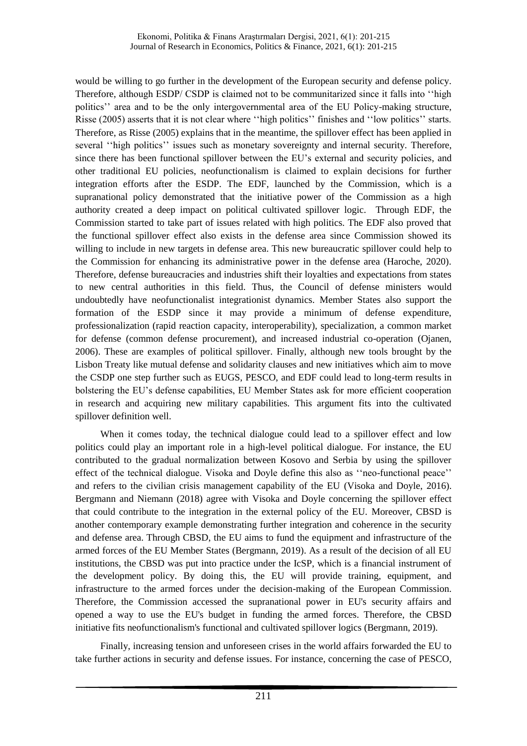would be willing to go further in the development of the European security and defense policy. Therefore, although ESDP/ CSDP is claimed not to be communitarized since it falls into ''high politics'' area and to be the only intergovernmental area of the EU Policy-making structure, Risse (2005) asserts that it is not clear where ''high politics'' finishes and ''low politics'' starts. Therefore, as Risse (2005) explains that in the meantime, the spillover effect has been applied in several ''high politics'' issues such as monetary sovereignty and internal security. Therefore, since there has been functional spillover between the EU's external and security policies, and other traditional EU policies, neofunctionalism is claimed to explain decisions for further integration efforts after the ESDP. The EDF, launched by the Commission, which is a supranational policy demonstrated that the initiative power of the Commission as a high authority created a deep impact on political cultivated spillover logic. Through EDF, the Commission started to take part of issues related with high politics. The EDF also proved that the functional spillover effect also exists in the defense area since Commission showed its willing to include in new targets in defense area. This new bureaucratic spillover could help to the Commission for enhancing its administrative power in the defense area (Haroche, 2020). Therefore, defense bureaucracies and industries shift their loyalties and expectations from states to new central authorities in this field. Thus, the Council of defense ministers would undoubtedly have neofunctionalist integrationist dynamics. Member States also support the formation of the ESDP since it may provide a minimum of defense expenditure, professionalization (rapid reaction capacity, interoperability), specialization, a common market for defense (common defense procurement), and increased industrial co-operation (Ojanen, 2006). These are examples of political spillover. Finally, although new tools brought by the Lisbon Treaty like mutual defense and solidarity clauses and new initiatives which aim to move the CSDP one step further such as EUGS, PESCO, and EDF could lead to long-term results in bolstering the EU's defense capabilities, EU Member States ask for more efficient cooperation in research and acquiring new military capabilities. This argument fits into the cultivated spillover definition well.

When it comes today, the technical dialogue could lead to a spillover effect and low politics could play an important role in a high-level political dialogue. For instance, the EU contributed to the gradual normalization between Kosovo and Serbia by using the spillover effect of the technical dialogue. Visoka and Doyle define this also as ''neo-functional peace'' and refers to the civilian crisis management capability of the EU (Visoka and Doyle, 2016). Bergmann and Niemann (2018) agree with Visoka and Doyle concerning the spillover effect that could contribute to the integration in the external policy of the EU. Moreover, CBSD is another contemporary example demonstrating further integration and coherence in the security and defense area. Through CBSD, the EU aims to fund the equipment and infrastructure of the armed forces of the EU Member States (Bergmann, 2019). As a result of the decision of all EU institutions, the CBSD was put into practice under the IcSP, which is a financial instrument of the development policy. By doing this, the EU will provide training, equipment, and infrastructure to the armed forces under the decision-making of the European Commission. Therefore, the Commission accessed the supranational power in EU's security affairs and opened a way to use the EU's budget in funding the armed forces. Therefore, the CBSD initiative fits neofunctionalism's functional and cultivated spillover logics (Bergmann, 2019).

Finally, increasing tension and unforeseen crises in the world affairs forwarded the EU to take further actions in security and defense issues. For instance, concerning the case of PESCO,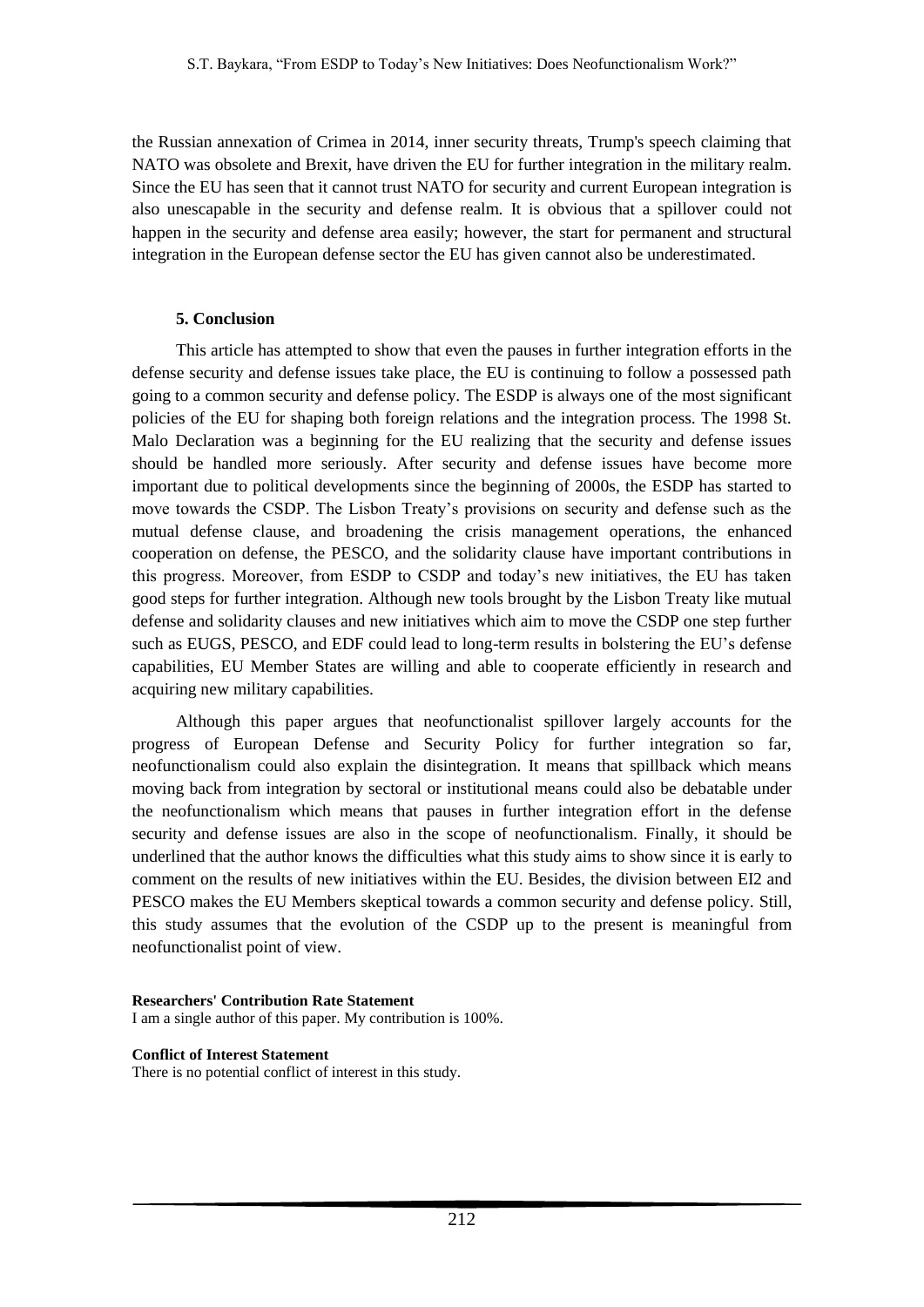the Russian annexation of Crimea in 2014, inner security threats, Trump's speech claiming that NATO was obsolete and Brexit, have driven the EU for further integration in the military realm. Since the EU has seen that it cannot trust NATO for security and current European integration is also unescapable in the security and defense realm. It is obvious that a spillover could not happen in the security and defense area easily; however, the start for permanent and structural integration in the European defense sector the EU has given cannot also be underestimated.

## 5. Conclusion

This article has attempted to show that even the pauses in further integration efforts in the defense security and defense issues take place, the EU is continuing to follow a possessed path going to a common security and defense policy. The ESDP is always one of the most significant policies of the EU for shaping both foreign relations and the integration process. The 1998 St. Malo Declaration was a beginning for the EU realizing that the security and defense issues should be handled more seriously. After security and defense issues have become more important due to political developments since the beginning of 2000s, the ESDP has started to move towards the CSDP. The Lisbon Treaty's provisions on security and defense such as the mutual defense clause, and broadening the crisis management operations, the enhanced cooperation on defense, the PESCO, and the solidarity clause have important contributions in this progress. Moreover, from ESDP to CSDP and today's new initiatives, the EU has taken good steps for further integration. Although new tools brought by the Lisbon Treaty like mutual defense and solidarity clauses and new initiatives which aim to move the CSDP one step further such as EUGS, PESCO, and EDF could lead to long-term results in bolstering the EU's defense capabilities, EU Member States are willing and able to cooperate efficiently in research and acquiring new military capabilities.

Although this paper argues that neofunctionalist spillover largely accounts for the progress of European Defense and Security Policy for further integration so far, neofunctionalism could also explain the disintegration. It means that spillback which means moving back from integration by sectoral or institutional means could also be debatable under the neofunctionalism which means that pauses in further integration effort in the defense security and defense issues are also in the scope of neofunctionalism. Finally, it should be underlined that the author knows the difficulties what this study aims to show since it is early to comment on the results of new initiatives within the EU. Besides, the division between EI2 and PESCO makes the EU Members skeptical towards a common security and defense policy. Still, this study assumes that the evolution of the CSDP up to the present is meaningful from neofunctionalist point of view.

**Researchers' Contribution Rate Statement**
I am a single author of this paper. My contribution is 100%.

**Conflict of Interest Statement**
There is no potential conflict of interest in this study.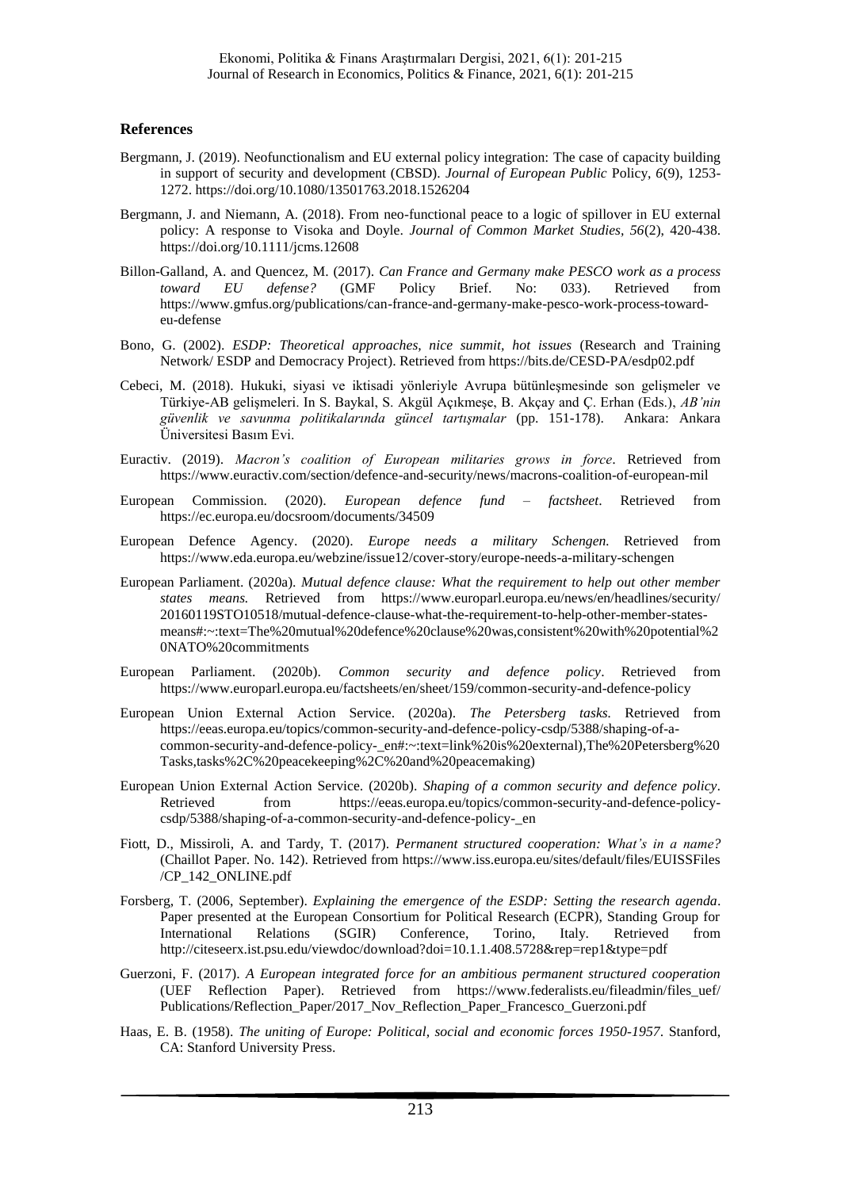## References

Bergmann, J. (2019). Neofunctionalism and EU external policy integration: The case of capacity building in support of security and development (CBSD). *Journal of European Public* Policy, *6*(9), 1253-1272. https://doi.org/10.1080/13501763.2018.1526204

Bergmann, J. and Niemann, A. (2018). From neo-functional peace to a logic of spillover in EU external policy: A response to Visoka and Doyle. *Journal of Common Market Studies, 56*(2), 420-438. https://doi.org/10.1111/jcms.12608

Billon-Galland, A. and Quencez, M. (2017). *Can France and Germany make PESCO work as a process toward EU defense?* (GMF Policy Brief. No: 033). Retrieved from https://www.gmfus.org/publications/can-france-and-germany-make-pesco-work-process-toward-eu-defense

Bono, G. (2002). *ESDP: Theoretical approaches, nice summit, hot issues* (Research and Training Network/ ESDP and Democracy Project). Retrieved from https://bits.de/CESD-PA/esdp02.pdf

Cebeci, M. (2018). Hukuki, siyasi ve iktisadi yönleriyle Avrupa bütünleşmesinde son gelişmeler ve Türkiye-AB gelişmeleri. In S. Baykal, S. Akgül Açıkmeşe, B. Akçay and Ç. Erhan (Eds.), *AB'nin güvenlik ve savunma politikalarında güncel tartışmalar* (pp. 151-178). Ankara: Ankara Üniversitesi Basım Evi.

Euractiv. (2019). *Macron's coalition of European militaries grows in force*. Retrieved from https://www.euractiv.com/section/defence-and-security/news/macrons-coalition-of-european-mil

European Commission. (2020). *European defence fund – factsheet*. Retrieved from https://ec.europa.eu/docsroom/documents/34509

European Defence Agency. (2020). *Europe needs a military Schengen.* Retrieved from https://www.eda.europa.eu/webzine/issue12/cover-story/europe-needs-a-military-schengen

European Parliament. (2020a). *Mutual defence clause: What the requirement to help out other member states means.* Retrieved from https://www.europarl.europa.eu/news/en/headlines/security/20160119STO10518/mutual-defence-clause-what-the-requirement-to-help-other-member-states-means#:~:text=The%20mutual%20defence%20clause%20was,consistent%20with%20potential%20NATO%20commitments

European Parliament. (2020b). *Common security and defence policy*. Retrieved from https://www.europarl.europa.eu/factsheets/en/sheet/159/common-security-and-defence-policy

European Union External Action Service. (2020a). *The Petersberg tasks.* Retrieved from https://eeas.europa.eu/topics/common-security-and-defence-policy-csdp/5388/shaping-of-a-common-security-and-defence-policy-_en#:~:text=link%20is%20external),The%20Petersberg%20Tasks,tasks%2C%20peacekeeping%2C%20and%20peacemaking)

European Union External Action Service. (2020b). *Shaping of a common security and defence policy*. Retrieved from https://eeas.europa.eu/topics/common-security-and-defence-policy-csdp/5388/shaping-of-a-common-security-and-defence-policy-_en

Fiott, D., Missiroli, A. and Tardy, T. (2017). *Permanent structured cooperation: What's in a name?* (Chaillot Paper. No. 142). Retrieved from https://www.iss.europa.eu/sites/default/files/EUISSFiles/CP_142_ONLINE.pdf

Forsberg, T. (2006, September). *Explaining the emergence of the ESDP: Setting the research agenda*. Paper presented at the European Consortium for Political Research (ECPR), Standing Group for International Relations (SGIR) Conference, Torino, Italy. Retrieved from http://citeseerx.ist.psu.edu/viewdoc/download?doi=10.1.1.408.5728&rep=rep1&type=pdf

Guerzoni, F. (2017). *A European integrated force for an ambitious permanent structured cooperation* (UEF Reflection Paper). Retrieved from https://www.federalists.eu/fileadmin/files_uef/Publications/Reflection_Paper/2017_Nov_Reflection_Paper_Francesco_Guerzoni.pdf

Haas, E. B. (1958). *The uniting of Europe: Political, social and economic forces 1950-1957*. Stanford, CA: Stanford University Press.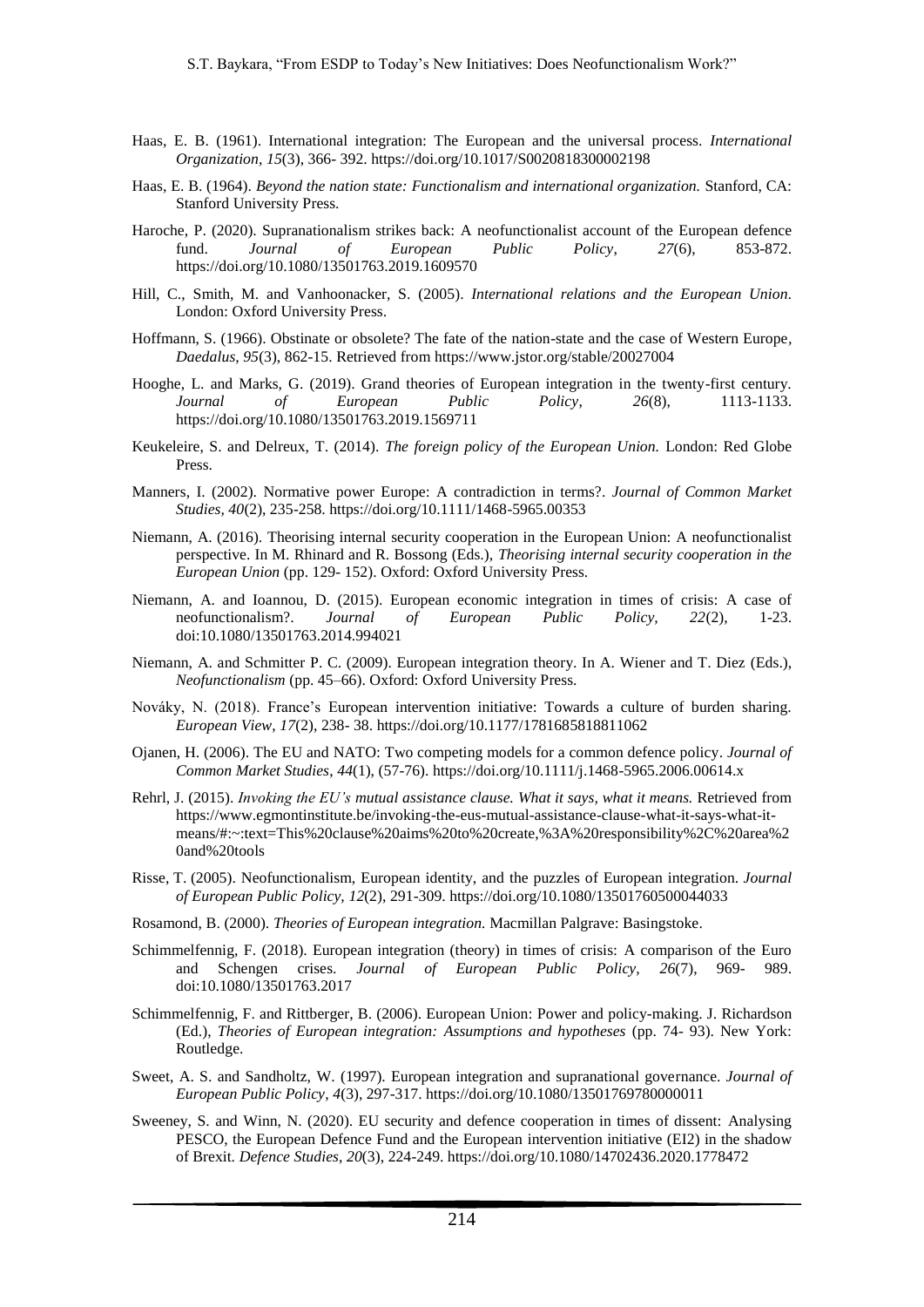Haas, E. B. (1961). International integration: The European and the universal process. *International Organization, 15*(3), 366- 392. https://doi.org/10.1017/S0020818300002198

Haas, E. B. (1964). *Beyond the nation state: Functionalism and international organization.* Stanford, CA: Stanford University Press.

Haroche, P. (2020). Supranationalism strikes back: A neofunctionalist account of the European defence fund. *Journal of European Public Policy, 27*(6), 853-872. https://doi.org/10.1080/13501763.2019.1609570

Hill, C., Smith, M. and Vanhoonacker, S. (2005). *International relations and the European Union*. London: Oxford University Press.

Hoffmann, S. (1966). Obstinate or obsolete? The fate of the nation-state and the case of Western Europe, *Daedalus, 95*(3), 862-15. Retrieved from https://www.jstor.org/stable/20027004

Hooghe, L. and Marks, G. (2019). Grand theories of European integration in the twenty-first century. *Journal of European Public Policy, 26*(8), 1113-1133. https://doi.org/10.1080/13501763.2019.1569711

Keukeleire, S. and Delreux, T. (2014). *The foreign policy of the European Union.* London: Red Globe Press.

Manners, I. (2002). Normative power Europe: A contradiction in terms?. *Journal of Common Market Studies, 40*(2), 235-258. https://doi.org/10.1111/1468-5965.00353

Niemann, A. (2016). Theorising internal security cooperation in the European Union: A neofunctionalist perspective. In M. Rhinard and R. Bossong (Eds.), *Theorising internal security cooperation in the European Union* (pp. 129- 152). Oxford: Oxford University Press.

Niemann, A. and Ioannou, D. (2015). European economic integration in times of crisis: A case of neofunctionalism?. *Journal of European Public Policy, 22*(2), 1-23. doi:10.1080/13501763.2014.994021

Niemann, A. and Schmitter P. C. (2009). European integration theory. In A. Wiener and T. Diez (Eds.), *Neofunctionalism* (pp. 45–66). Oxford: Oxford University Press.

Nováky, N. (2018). France's European intervention initiative: Towards a culture of burden sharing. *European View, 17*(2), 238- 38. https://doi.org/10.1177/1781685818811062

Ojanen, H. (2006). The EU and NATO: Two competing models for a common defence policy. *Journal of Common Market Studies, 44*(1), (57-76). https://doi.org/10.1111/j.1468-5965.2006.00614.x

Rehrl, J. (2015). *Invoking the EU's mutual assistance clause. What it says, what it means.* Retrieved from https://www.egmontinstitute.be/invoking-the-eus-mutual-assistance-clause-what-it-says-what-it-means/#:~:text=This%20clause%20aims%20to%20create,%3A%20responsibility%2C%20area%20and%20tools

Risse, T. (2005). Neofunctionalism, European identity, and the puzzles of European integration. *Journal of European Public Policy, 12*(2), 291-309. https://doi.org/10.1080/13501760500044033

Rosamond, B. (2000). *Theories of European integration.* Macmillan Palgrave: Basingstoke.

Schimmelfennig, F. (2018). European integration (theory) in times of crisis: A comparison of the Euro and Schengen crises. *Journal of European Public Policy, 26*(7), 969- 989. doi:10.1080/13501763.2017

Schimmelfennig, F. and Rittberger, B. (2006). European Union: Power and policy-making. J. Richardson (Ed.), *Theories of European integration: Assumptions and hypotheses* (pp. 74- 93). New York: Routledge.

Sweet, A. S. and Sandholtz, W. (1997). European integration and supranational governance. *Journal of European Public Policy, 4*(3), 297-317. https://doi.org/10.1080/13501769780000011

Sweeney, S. and Winn, N. (2020). EU security and defence cooperation in times of dissent: Analysing PESCO, the European Defence Fund and the European intervention initiative (EI2) in the shadow of Brexit. *Defence Studies, 20*(3), 224-249. https://doi.org/10.1080/14702436.2020.1778472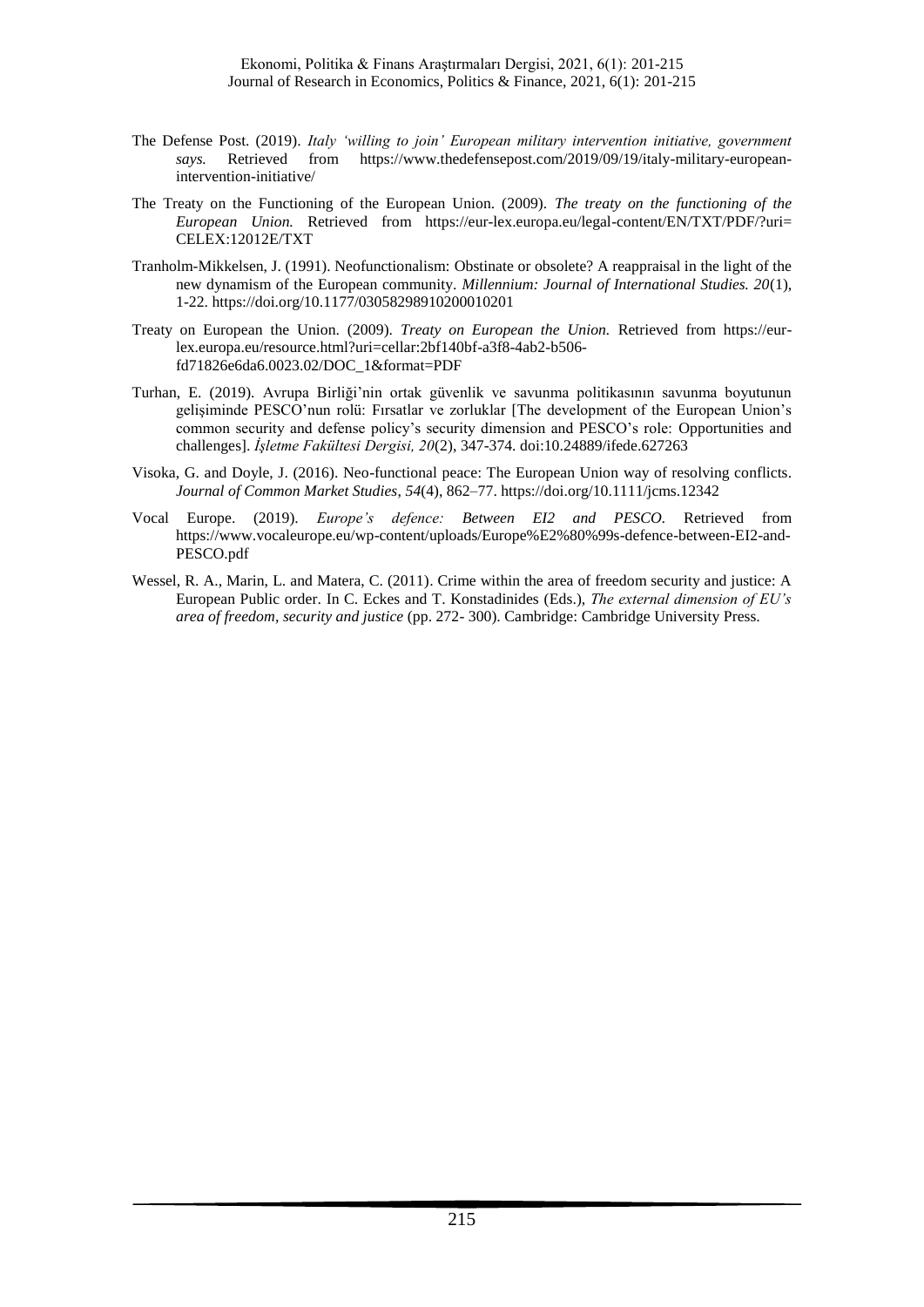The Defense Post. (2019). *Italy 'willing to join' European military intervention initiative, government says.* Retrieved from https://www.thedefensepost.com/2019/09/19/italy-military-european-intervention-initiative/

The Treaty on the Functioning of the European Union. (2009). *The treaty on the functioning of the European Union.* Retrieved from https://eur-lex.europa.eu/legal-content/EN/TXT/PDF/?uri= CELEX:12012E/TXT

Tranholm-Mikkelsen, J. (1991). Neofunctionalism: Obstinate or obsolete? A reappraisal in the light of the new dynamism of the European community. *Millennium: Journal of International Studies. 20*(1), 1-22. https://doi.org/10.1177/03058298910200010201

Treaty on European the Union. (2009). *Treaty on European the Union.* Retrieved from https://eur-lex.europa.eu/resource.html?uri=cellar:2bf140bf-a3f8-4ab2-b506-fd71826e6da6.0023.02/DOC_1&format=PDF

Turhan, E. (2019). Avrupa Birliği'nin ortak güvenlik ve savunma politikasının savunma boyutunun gelişiminde PESCO'nun rolü: Fırsatlar ve zorluklar [The development of the European Union's common security and defense policy's security dimension and PESCO's role: Opportunities and challenges]. *İşletme Fakültesi Dergisi, 20*(2), 347-374. doi:10.24889/ifede.627263

Visoka, G. and Doyle, J. (2016). Neo-functional peace: The European Union way of resolving conflicts. *Journal of Common Market Studies*, *54*(4), 862–77. https://doi.org/10.1111/jcms.12342

Vocal Europe. (2019). *Europe's defence: Between EI2 and PESCO.* Retrieved from https://www.vocaleurope.eu/wp-content/uploads/Europe%E2%80%99s-defence-between-EI2-and-PESCO.pdf

Wessel, R. A., Marin, L. and Matera, C. (2011). Crime within the area of freedom security and justice: A European Public order. In C. Eckes and T. Konstadinides (Eds.), *The external dimension of EU's area of freedom, security and justice* (pp. 272- 300). Cambridge: Cambridge University Press.